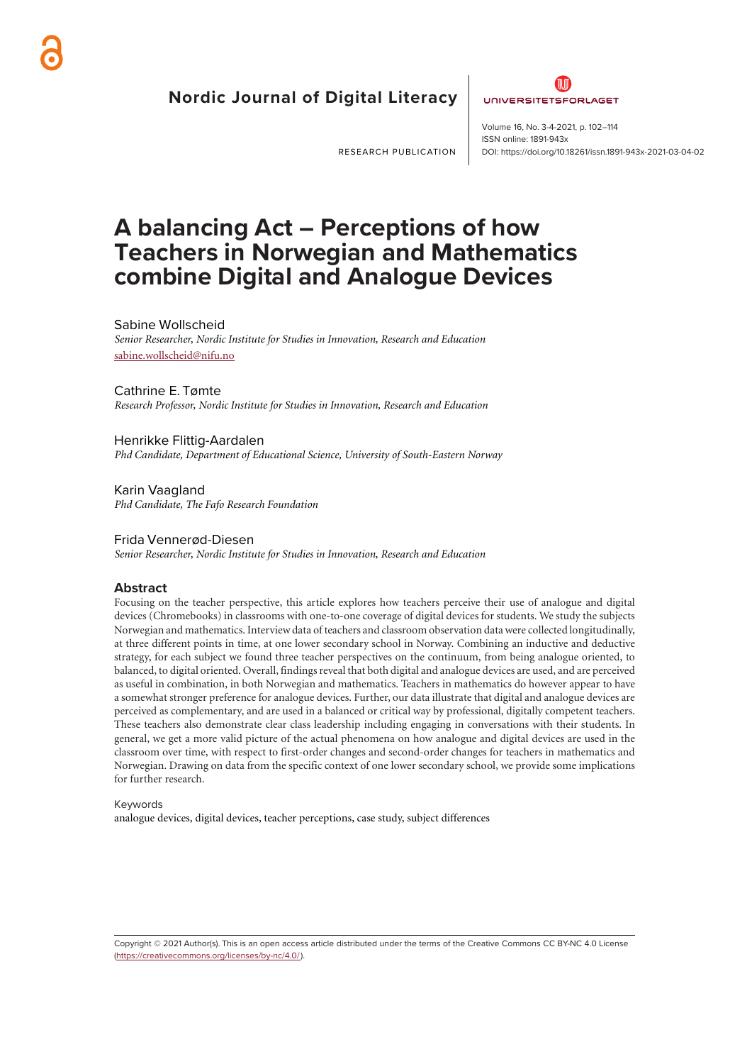Nordic Journal of Digital Literacy

UNIVERSITETSFORLAGET

RESEARCH PUBLICATION

Volume 16, No. 3-4-2021, p. 102–114
ISSN online: 1891-943x
DOI: https://doi.org/10.18261/issn.1891-943x-2021-03-04-02

# A balancing Act – Perceptions of how Teachers in Norwegian and Mathematics combine Digital and Analogue Devices

Sabine Wollscheid
*Senior Researcher, Nordic Institute for Studies in Innovation, Research and Education*
sabine.wollscheid@nifu.no

Cathrine E. Tømte
*Research Professor, Nordic Institute for Studies in Innovation, Research and Education*

Henrikke Flittig-Aardalen
*Phd Candidate, Department of Educational Science, University of South-Eastern Norway*

Karin Vaagland
*Phd Candidate, The Fafo Research Foundation*

Frida Vennerød-Diesen
*Senior Researcher, Nordic Institute for Studies in Innovation, Research and Education*

## Abstract

Focusing on the teacher perspective, this article explores how teachers perceive their use of analogue and digital devices (Chromebooks) in classrooms with one-to-one coverage of digital devices for students. We study the subjects Norwegian and mathematics. Interview data of teachers and classroom observation data were collected longitudinally, at three different points in time, at one lower secondary school in Norway. Combining an inductive and deductive strategy, for each subject we found three teacher perspectives on the continuum, from being analogue oriented, to balanced, to digital oriented. Overall, findings reveal that both digital and analogue devices are used, and are perceived as useful in combination, in both Norwegian and mathematics. Teachers in mathematics do however appear to have a somewhat stronger preference for analogue devices. Further, our data illustrate that digital and analogue devices are perceived as complementary, and are used in a balanced or critical way by professional, digitally competent teachers. These teachers also demonstrate clear class leadership including engaging in conversations with their students. In general, we get a more valid picture of the actual phenomena on how analogue and digital devices are used in the classroom over time, with respect to first-order changes and second-order changes for teachers in mathematics and Norwegian. Drawing on data from the specific context of one lower secondary school, we provide some implications for further research.

Keywords
analogue devices, digital devices, teacher perceptions, case study, subject differences

Copyright © 2021 Author(s). This is an open access article distributed under the terms of the Creative Commons CC BY-NC 4.0 License (https://creativecommons.org/licenses/by-nc/4.0/).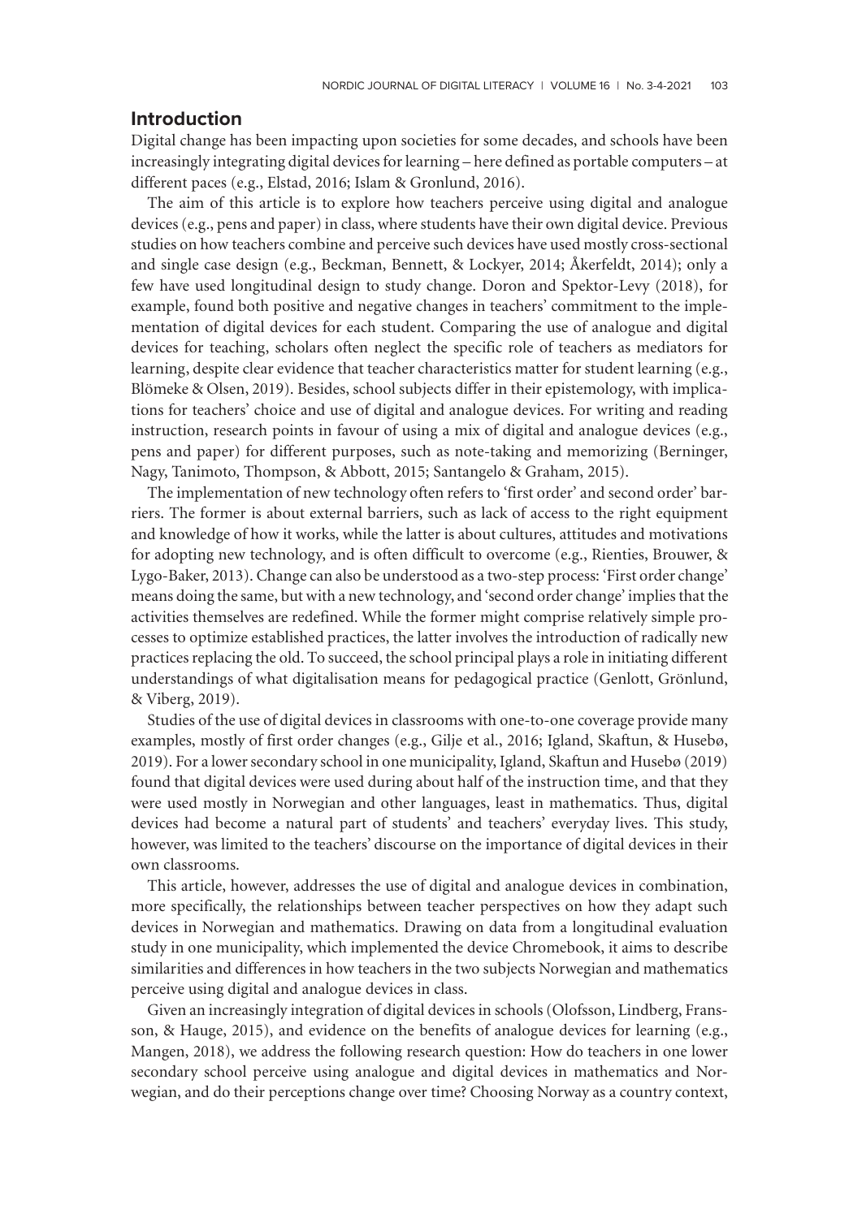## Introduction

Digital change has been impacting upon societies for some decades, and schools have been increasingly integrating digital devices for learning – here defined as portable computers – at different paces (e.g., Elstad, 2016; Islam & Gronlund, 2016).

The aim of this article is to explore how teachers perceive using digital and analogue devices (e.g., pens and paper) in class, where students have their own digital device. Previous studies on how teachers combine and perceive such devices have used mostly cross-sectional and single case design (e.g., Beckman, Bennett, & Lockyer, 2014; Åkerfeldt, 2014); only a few have used longitudinal design to study change. Doron and Spektor-Levy (2018), for example, found both positive and negative changes in teachers' commitment to the implementation of digital devices for each student. Comparing the use of analogue and digital devices for teaching, scholars often neglect the specific role of teachers as mediators for learning, despite clear evidence that teacher characteristics matter for student learning (e.g., Blömeke & Olsen, 2019). Besides, school subjects differ in their epistemology, with implications for teachers' choice and use of digital and analogue devices. For writing and reading instruction, research points in favour of using a mix of digital and analogue devices (e.g., pens and paper) for different purposes, such as note-taking and memorizing (Berninger, Nagy, Tanimoto, Thompson, & Abbott, 2015; Santangelo & Graham, 2015).

The implementation of new technology often refers to 'first order' and second order' barriers. The former is about external barriers, such as lack of access to the right equipment and knowledge of how it works, while the latter is about cultures, attitudes and motivations for adopting new technology, and is often difficult to overcome (e.g., Rienties, Brouwer, & Lygo-Baker, 2013). Change can also be understood as a two-step process: 'First order change' means doing the same, but with a new technology, and 'second order change' implies that the activities themselves are redefined. While the former might comprise relatively simple processes to optimize established practices, the latter involves the introduction of radically new practices replacing the old. To succeed, the school principal plays a role in initiating different understandings of what digitalisation means for pedagogical practice (Genlott, Grönlund, & Viberg, 2019).

Studies of the use of digital devices in classrooms with one-to-one coverage provide many examples, mostly of first order changes (e.g., Gilje et al., 2016; Igland, Skaftun, & Husebø, 2019). For a lower secondary school in one municipality, Igland, Skaftun and Husebø (2019) found that digital devices were used during about half of the instruction time, and that they were used mostly in Norwegian and other languages, least in mathematics. Thus, digital devices had become a natural part of students' and teachers' everyday lives. This study, however, was limited to the teachers' discourse on the importance of digital devices in their own classrooms.

This article, however, addresses the use of digital and analogue devices in combination, more specifically, the relationships between teacher perspectives on how they adapt such devices in Norwegian and mathematics. Drawing on data from a longitudinal evaluation study in one municipality, which implemented the device Chromebook, it aims to describe similarities and differences in how teachers in the two subjects Norwegian and mathematics perceive using digital and analogue devices in class.

Given an increasingly integration of digital devices in schools (Olofsson, Lindberg, Fransson, & Hauge, 2015), and evidence on the benefits of analogue devices for learning (e.g., Mangen, 2018), we address the following research question: How do teachers in one lower secondary school perceive using analogue and digital devices in mathematics and Norwegian, and do their perceptions change over time? Choosing Norway as a country context,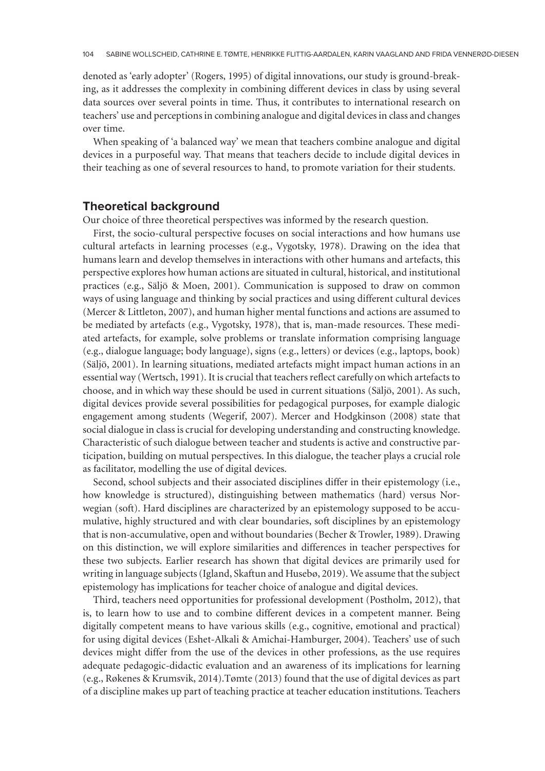denoted as 'early adopter' (Rogers, 1995) of digital innovations, our study is ground-breaking, as it addresses the complexity in combining different devices in class by using several data sources over several points in time. Thus, it contributes to international research on teachers' use and perceptions in combining analogue and digital devices in class and changes over time.

When speaking of 'a balanced way' we mean that teachers combine analogue and digital devices in a purposeful way. That means that teachers decide to include digital devices in their teaching as one of several resources to hand, to promote variation for their students.

## Theoretical background

Our choice of three theoretical perspectives was informed by the research question.

First, the socio-cultural perspective focuses on social interactions and how humans use cultural artefacts in learning processes (e.g., Vygotsky, 1978). Drawing on the idea that humans learn and develop themselves in interactions with other humans and artefacts, this perspective explores how human actions are situated in cultural, historical, and institutional practices (e.g., Säljö & Moen, 2001). Communication is supposed to draw on common ways of using language and thinking by social practices and using different cultural devices (Mercer & Littleton, 2007), and human higher mental functions and actions are assumed to be mediated by artefacts (e.g., Vygotsky, 1978), that is, man-made resources. These mediated artefacts, for example, solve problems or translate information comprising language (e.g., dialogue language; body language), signs (e.g., letters) or devices (e.g., laptops, book) (Säljö, 2001). In learning situations, mediated artefacts might impact human actions in an essential way (Wertsch, 1991). It is crucial that teachers reflect carefully on which artefacts to choose, and in which way these should be used in current situations (Säljö, 2001). As such, digital devices provide several possibilities for pedagogical purposes, for example dialogic engagement among students (Wegerif, 2007). Mercer and Hodgkinson (2008) state that social dialogue in class is crucial for developing understanding and constructing knowledge. Characteristic of such dialogue between teacher and students is active and constructive participation, building on mutual perspectives. In this dialogue, the teacher plays a crucial role as facilitator, modelling the use of digital devices.

Second, school subjects and their associated disciplines differ in their epistemology (i.e., how knowledge is structured), distinguishing between mathematics (hard) versus Norwegian (soft). Hard disciplines are characterized by an epistemology supposed to be accumulative, highly structured and with clear boundaries, soft disciplines by an epistemology that is non-accumulative, open and without boundaries (Becher & Trowler, 1989). Drawing on this distinction, we will explore similarities and differences in teacher perspectives for these two subjects. Earlier research has shown that digital devices are primarily used for writing in language subjects (Igland, Skaftun and Husebø, 2019). We assume that the subject epistemology has implications for teacher choice of analogue and digital devices.

Third, teachers need opportunities for professional development (Postholm, 2012), that is, to learn how to use and to combine different devices in a competent manner. Being digitally competent means to have various skills (e.g., cognitive, emotional and practical) for using digital devices (Eshet-Alkali & Amichai-Hamburger, 2004). Teachers' use of such devices might differ from the use of the devices in other professions, as the use requires adequate pedagogic-didactic evaluation and an awareness of its implications for learning (e.g., Røkenes & Krumsvik, 2014).Tømte (2013) found that the use of digital devices as part of a discipline makes up part of teaching practice at teacher education institutions. Teachers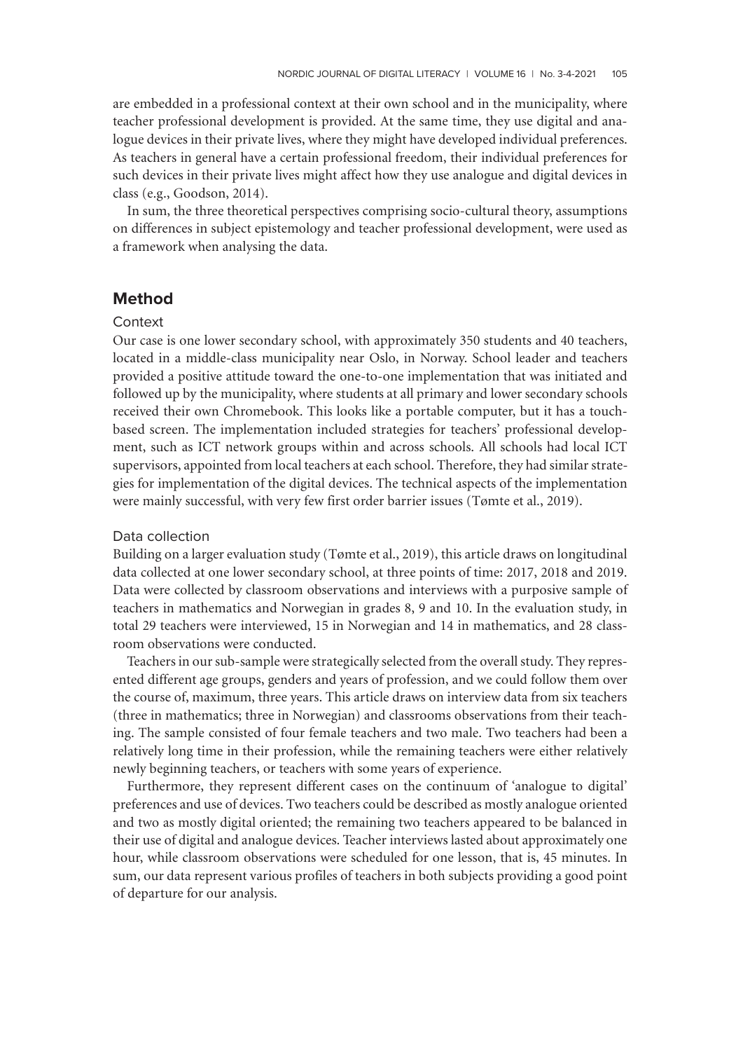are embedded in a professional context at their own school and in the municipality, where teacher professional development is provided. At the same time, they use digital and analogue devices in their private lives, where they might have developed individual preferences. As teachers in general have a certain professional freedom, their individual preferences for such devices in their private lives might affect how they use analogue and digital devices in class (e.g., Goodson, 2014).

In sum, the three theoretical perspectives comprising socio-cultural theory, assumptions on differences in subject epistemology and teacher professional development, were used as a framework when analysing the data.

## Method

### Context

Our case is one lower secondary school, with approximately 350 students and 40 teachers, located in a middle-class municipality near Oslo, in Norway. School leader and teachers provided a positive attitude toward the one-to-one implementation that was initiated and followed up by the municipality, where students at all primary and lower secondary schools received their own Chromebook. This looks like a portable computer, but it has a touch-based screen. The implementation included strategies for teachers' professional development, such as ICT network groups within and across schools. All schools had local ICT supervisors, appointed from local teachers at each school. Therefore, they had similar strategies for implementation of the digital devices. The technical aspects of the implementation were mainly successful, with very few first order barrier issues (Tømte et al., 2019).

### Data collection

Building on a larger evaluation study (Tømte et al., 2019), this article draws on longitudinal data collected at one lower secondary school, at three points of time: 2017, 2018 and 2019. Data were collected by classroom observations and interviews with a purposive sample of teachers in mathematics and Norwegian in grades 8, 9 and 10. In the evaluation study, in total 29 teachers were interviewed, 15 in Norwegian and 14 in mathematics, and 28 classroom observations were conducted.

Teachers in our sub-sample were strategically selected from the overall study. They represented different age groups, genders and years of profession, and we could follow them over the course of, maximum, three years. This article draws on interview data from six teachers (three in mathematics; three in Norwegian) and classrooms observations from their teaching. The sample consisted of four female teachers and two male. Two teachers had been a relatively long time in their profession, while the remaining teachers were either relatively newly beginning teachers, or teachers with some years of experience.

Furthermore, they represent different cases on the continuum of 'analogue to digital' preferences and use of devices. Two teachers could be described as mostly analogue oriented and two as mostly digital oriented; the remaining two teachers appeared to be balanced in their use of digital and analogue devices. Teacher interviews lasted about approximately one hour, while classroom observations were scheduled for one lesson, that is, 45 minutes. In sum, our data represent various profiles of teachers in both subjects providing a good point of departure for our analysis.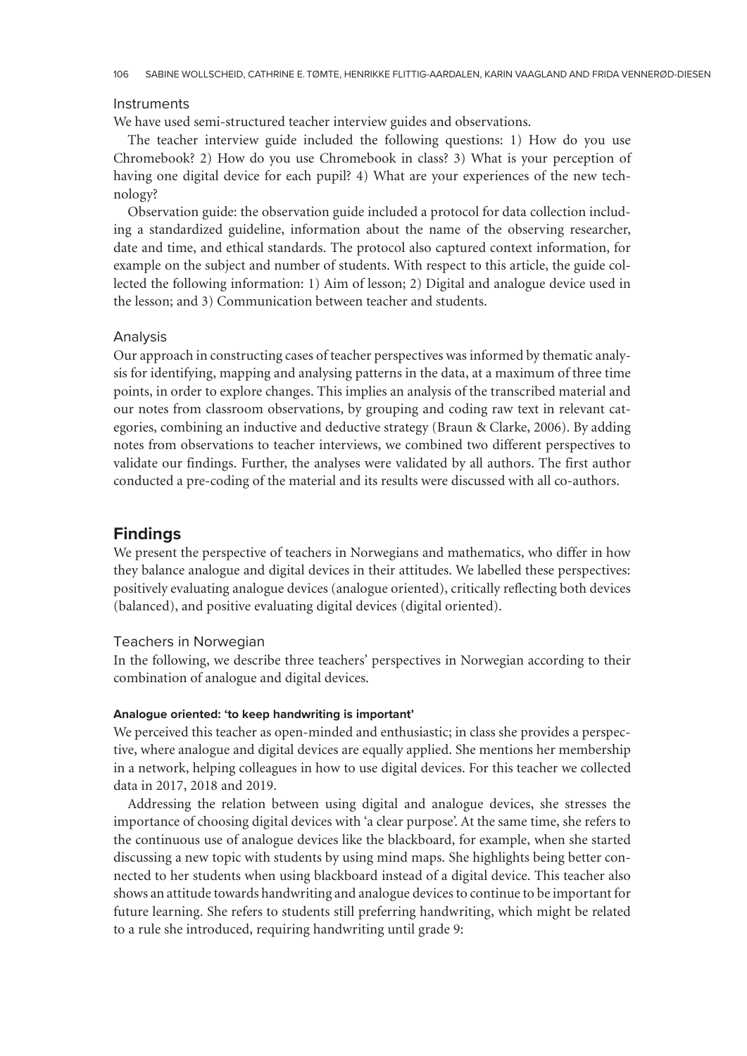### Instruments

We have used semi-structured teacher interview guides and observations.

The teacher interview guide included the following questions: 1) How do you use Chromebook? 2) How do you use Chromebook in class? 3) What is your perception of having one digital device for each pupil? 4) What are your experiences of the new technology?

Observation guide: the observation guide included a protocol for data collection including a standardized guideline, information about the name of the observing researcher, date and time, and ethical standards. The protocol also captured context information, for example on the subject and number of students. With respect to this article, the guide collected the following information: 1) Aim of lesson; 2) Digital and analogue device used in the lesson; and 3) Communication between teacher and students.

### Analysis

Our approach in constructing cases of teacher perspectives was informed by thematic analysis for identifying, mapping and analysing patterns in the data, at a maximum of three time points, in order to explore changes. This implies an analysis of the transcribed material and our notes from classroom observations, by grouping and coding raw text in relevant categories, combining an inductive and deductive strategy (Braun & Clarke, 2006). By adding notes from observations to teacher interviews, we combined two different perspectives to validate our findings. Further, the analyses were validated by all authors. The first author conducted a pre-coding of the material and its results were discussed with all co-authors.

## Findings

We present the perspective of teachers in Norwegians and mathematics, who differ in how they balance analogue and digital devices in their attitudes. We labelled these perspectives: positively evaluating analogue devices (analogue oriented), critically reflecting both devices (balanced), and positive evaluating digital devices (digital oriented).

### Teachers in Norwegian

In the following, we describe three teachers' perspectives in Norwegian according to their combination of analogue and digital devices.

#### Analogue oriented: 'to keep handwriting is important'

We perceived this teacher as open-minded and enthusiastic; in class she provides a perspective, where analogue and digital devices are equally applied. She mentions her membership in a network, helping colleagues in how to use digital devices. For this teacher we collected data in 2017, 2018 and 2019.

Addressing the relation between using digital and analogue devices, she stresses the importance of choosing digital devices with 'a clear purpose'. At the same time, she refers to the continuous use of analogue devices like the blackboard, for example, when she started discussing a new topic with students by using mind maps. She highlights being better connected to her students when using blackboard instead of a digital device. This teacher also shows an attitude towards handwriting and analogue devices to continue to be important for future learning. She refers to students still preferring handwriting, which might be related to a rule she introduced, requiring handwriting until grade 9: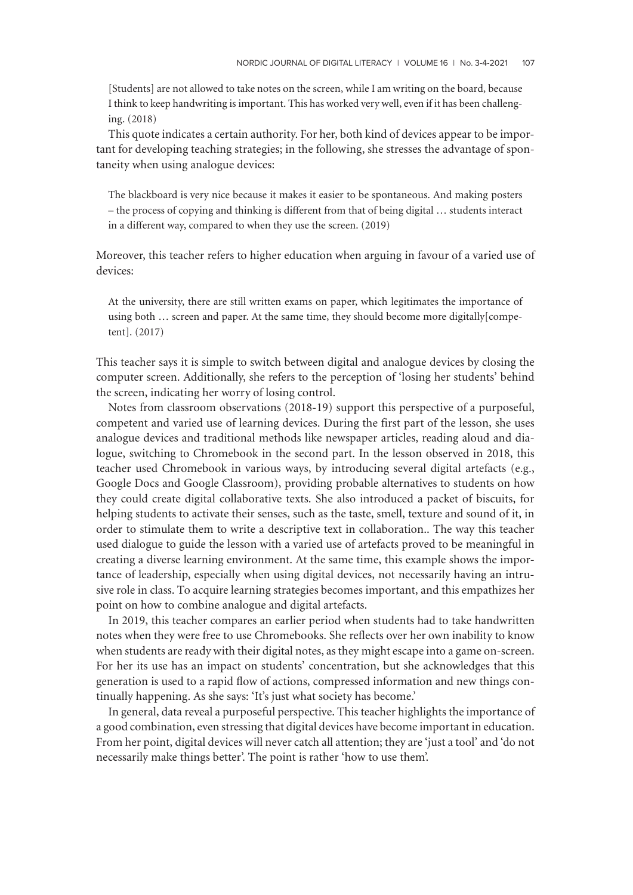> [Students] are not allowed to take notes on the screen, while I am writing on the board, because I think to keep handwriting is important. This has worked very well, even if it has been challenging. (2018)

This quote indicates a certain authority. For her, both kind of devices appear to be important for developing teaching strategies; in the following, she stresses the advantage of spontaneity when using analogue devices:

> The blackboard is very nice because it makes it easier to be spontaneous. And making posters – the process of copying and thinking is different from that of being digital … students interact in a different way, compared to when they use the screen. (2019)

Moreover, this teacher refers to higher education when arguing in favour of a varied use of devices:

> At the university, there are still written exams on paper, which legitimates the importance of using both … screen and paper. At the same time, they should become more digitally[competent]. (2017)

This teacher says it is simple to switch between digital and analogue devices by closing the computer screen. Additionally, she refers to the perception of 'losing her students' behind the screen, indicating her worry of losing control.

Notes from classroom observations (2018-19) support this perspective of a purposeful, competent and varied use of learning devices. During the first part of the lesson, she uses analogue devices and traditional methods like newspaper articles, reading aloud and dialogue, switching to Chromebook in the second part. In the lesson observed in 2018, this teacher used Chromebook in various ways, by introducing several digital artefacts (e.g., Google Docs and Google Classroom), providing probable alternatives to students on how they could create digital collaborative texts. She also introduced a packet of biscuits, for helping students to activate their senses, such as the taste, smell, texture and sound of it, in order to stimulate them to write a descriptive text in collaboration.. The way this teacher used dialogue to guide the lesson with a varied use of artefacts proved to be meaningful in creating a diverse learning environment. At the same time, this example shows the importance of leadership, especially when using digital devices, not necessarily having an intrusive role in class. To acquire learning strategies becomes important, and this empathizes her point on how to combine analogue and digital artefacts.

In 2019, this teacher compares an earlier period when students had to take handwritten notes when they were free to use Chromebooks. She reflects over her own inability to know when students are ready with their digital notes, as they might escape into a game on-screen. For her its use has an impact on students' concentration, but she acknowledges that this generation is used to a rapid flow of actions, compressed information and new things continually happening. As she says: 'It's just what society has become.'

In general, data reveal a purposeful perspective. This teacher highlights the importance of a good combination, even stressing that digital devices have become important in education. From her point, digital devices will never catch all attention; they are 'just a tool' and 'do not necessarily make things better'. The point is rather 'how to use them'.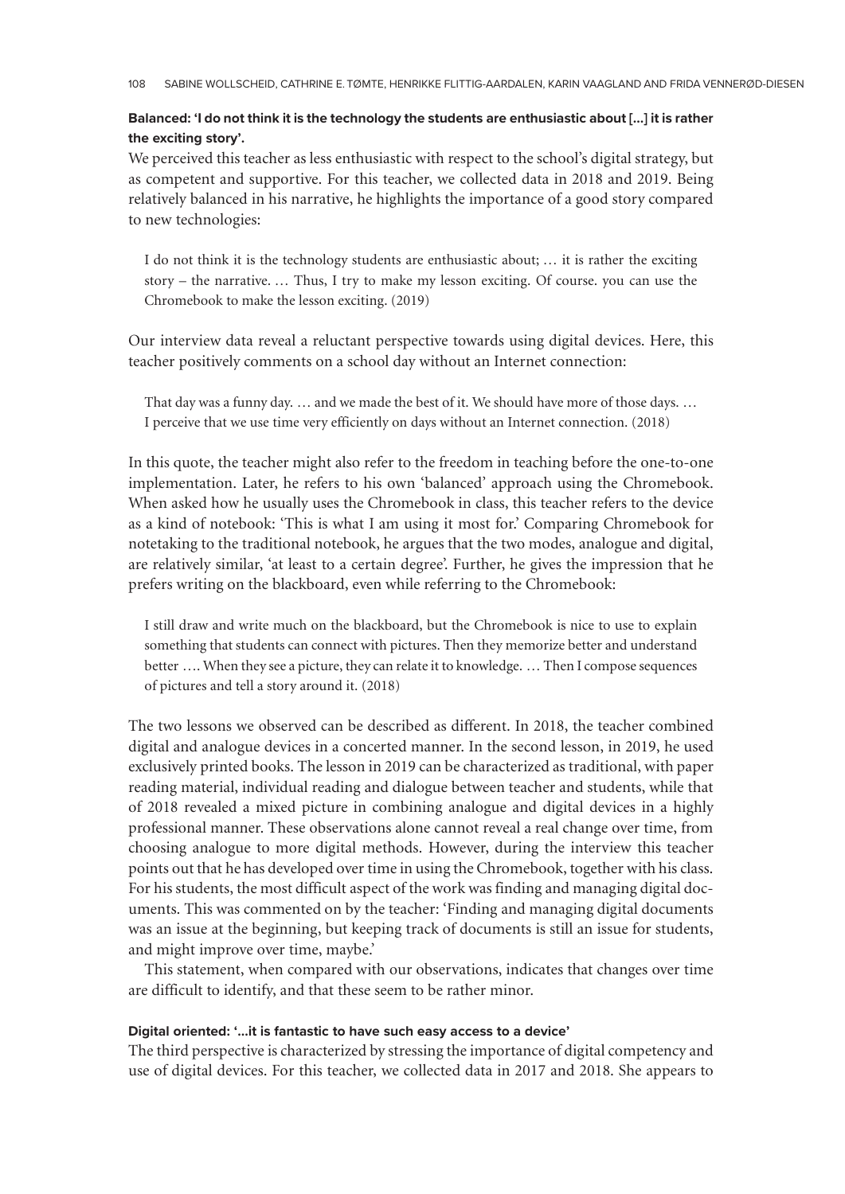**Balanced: 'I do not think it is the technology the students are enthusiastic about [...] it is rather the exciting story'.**

We perceived this teacher as less enthusiastic with respect to the school's digital strategy, but as competent and supportive. For this teacher, we collected data in 2018 and 2019. Being relatively balanced in his narrative, he highlights the importance of a good story compared to new technologies:

> I do not think it is the technology students are enthusiastic about; … it is rather the exciting story – the narrative. … Thus, I try to make my lesson exciting. Of course. you can use the Chromebook to make the lesson exciting. (2019)

Our interview data reveal a reluctant perspective towards using digital devices. Here, this teacher positively comments on a school day without an Internet connection:

> That day was a funny day. … and we made the best of it. We should have more of those days. … I perceive that we use time very efficiently on days without an Internet connection. (2018)

In this quote, the teacher might also refer to the freedom in teaching before the one-to-one implementation. Later, he refers to his own 'balanced' approach using the Chromebook. When asked how he usually uses the Chromebook in class, this teacher refers to the device as a kind of notebook: 'This is what I am using it most for.' Comparing Chromebook for notetaking to the traditional notebook, he argues that the two modes, analogue and digital, are relatively similar, 'at least to a certain degree'. Further, he gives the impression that he prefers writing on the blackboard, even while referring to the Chromebook:

> I still draw and write much on the blackboard, but the Chromebook is nice to use to explain something that students can connect with pictures. Then they memorize better and understand better …. When they see a picture, they can relate it to knowledge. … Then I compose sequences of pictures and tell a story around it. (2018)

The two lessons we observed can be described as different. In 2018, the teacher combined digital and analogue devices in a concerted manner. In the second lesson, in 2019, he used exclusively printed books. The lesson in 2019 can be characterized as traditional, with paper reading material, individual reading and dialogue between teacher and students, while that of 2018 revealed a mixed picture in combining analogue and digital devices in a highly professional manner. These observations alone cannot reveal a real change over time, from choosing analogue to more digital methods. However, during the interview this teacher points out that he has developed over time in using the Chromebook, together with his class. For his students, the most difficult aspect of the work was finding and managing digital documents. This was commented on by the teacher: 'Finding and managing digital documents was an issue at the beginning, but keeping track of documents is still an issue for students, and might improve over time, maybe.'

This statement, when compared with our observations, indicates that changes over time are difficult to identify, and that these seem to be rather minor.

**Digital oriented: '...it is fantastic to have such easy access to a device'**

The third perspective is characterized by stressing the importance of digital competency and use of digital devices. For this teacher, we collected data in 2017 and 2018. She appears to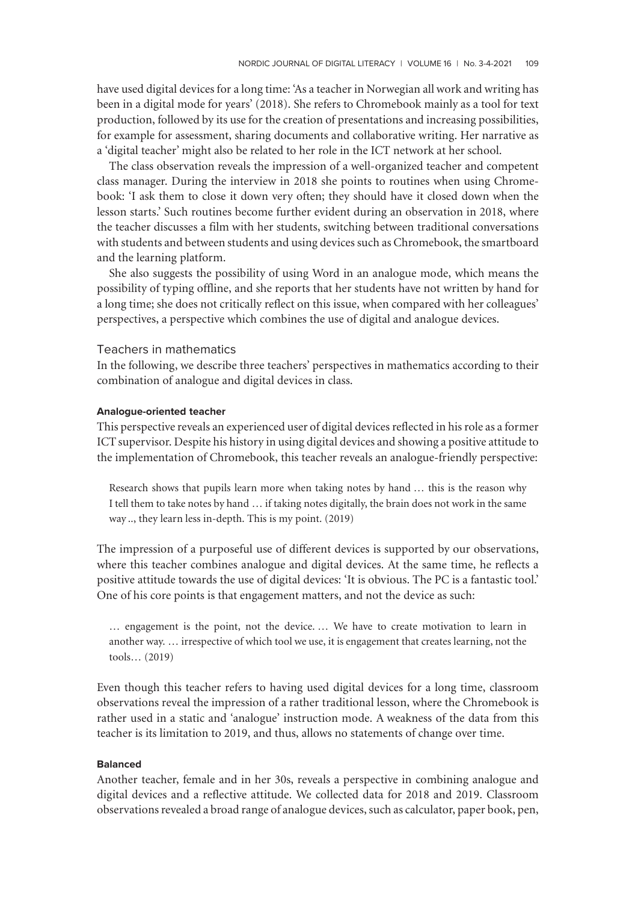have used digital devices for a long time: 'As a teacher in Norwegian all work and writing has been in a digital mode for years' (2018). She refers to Chromebook mainly as a tool for text production, followed by its use for the creation of presentations and increasing possibilities, for example for assessment, sharing documents and collaborative writing. Her narrative as a 'digital teacher' might also be related to her role in the ICT network at her school.

The class observation reveals the impression of a well-organized teacher and competent class manager. During the interview in 2018 she points to routines when using Chromebook: 'I ask them to close it down very often; they should have it closed down when the lesson starts.' Such routines become further evident during an observation in 2018, where the teacher discusses a film with her students, switching between traditional conversations with students and between students and using devices such as Chromebook, the smartboard and the learning platform.

She also suggests the possibility of using Word in an analogue mode, which means the possibility of typing offline, and she reports that her students have not written by hand for a long time; she does not critically reflect on this issue, when compared with her colleagues' perspectives, a perspective which combines the use of digital and analogue devices.

### Teachers in mathematics

In the following, we describe three teachers' perspectives in mathematics according to their combination of analogue and digital devices in class.

#### Analogue-oriented teacher

This perspective reveals an experienced user of digital devices reflected in his role as a former ICT supervisor. Despite his history in using digital devices and showing a positive attitude to the implementation of Chromebook, this teacher reveals an analogue-friendly perspective:

> Research shows that pupils learn more when taking notes by hand … this is the reason why I tell them to take notes by hand … if taking notes digitally, the brain does not work in the same way .., they learn less in-depth. This is my point. (2019)

The impression of a purposeful use of different devices is supported by our observations, where this teacher combines analogue and digital devices. At the same time, he reflects a positive attitude towards the use of digital devices: 'It is obvious. The PC is a fantastic tool.' One of his core points is that engagement matters, and not the device as such:

> … engagement is the point, not the device. … We have to create motivation to learn in another way. … irrespective of which tool we use, it is engagement that creates learning, not the tools… (2019)

Even though this teacher refers to having used digital devices for a long time, classroom observations reveal the impression of a rather traditional lesson, where the Chromebook is rather used in a static and 'analogue' instruction mode. A weakness of the data from this teacher is its limitation to 2019, and thus, allows no statements of change over time.

#### Balanced

Another teacher, female and in her 30s, reveals a perspective in combining analogue and digital devices and a reflective attitude. We collected data for 2018 and 2019. Classroom observations revealed a broad range of analogue devices, such as calculator, paper book, pen,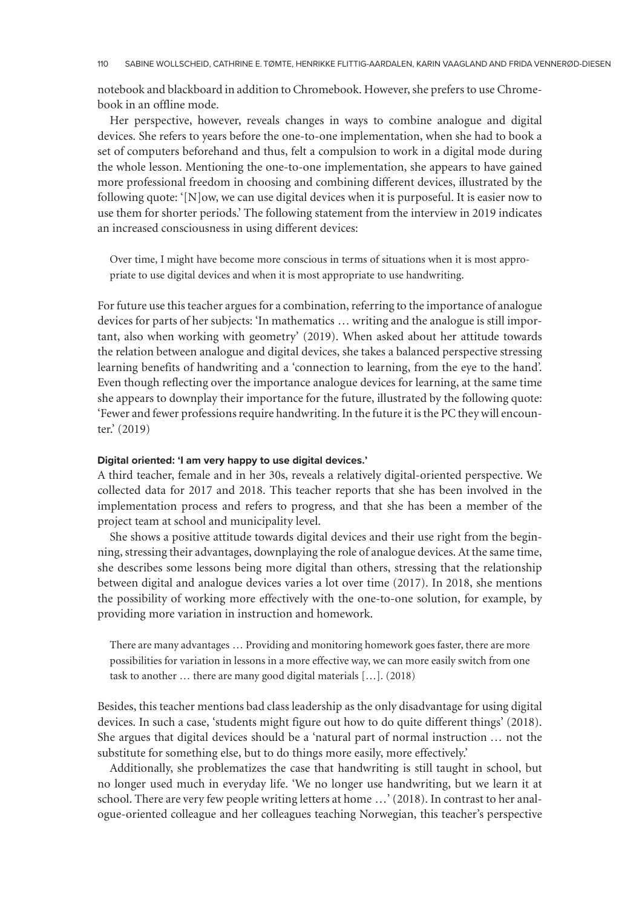notebook and blackboard in addition to Chromebook. However, she prefers to use Chromebook in an offline mode.

Her perspective, however, reveals changes in ways to combine analogue and digital devices. She refers to years before the one-to-one implementation, when she had to book a set of computers beforehand and thus, felt a compulsion to work in a digital mode during the whole lesson. Mentioning the one-to-one implementation, she appears to have gained more professional freedom in choosing and combining different devices, illustrated by the following quote: '[N]ow, we can use digital devices when it is purposeful. It is easier now to use them for shorter periods.' The following statement from the interview in 2019 indicates an increased consciousness in using different devices:

> Over time, I might have become more conscious in terms of situations when it is most appropriate to use digital devices and when it is most appropriate to use handwriting.

For future use this teacher argues for a combination, referring to the importance of analogue devices for parts of her subjects: 'In mathematics … writing and the analogue is still important, also when working with geometry' (2019). When asked about her attitude towards the relation between analogue and digital devices, she takes a balanced perspective stressing learning benefits of handwriting and a 'connection to learning, from the eye to the hand'. Even though reflecting over the importance analogue devices for learning, at the same time she appears to downplay their importance for the future, illustrated by the following quote: 'Fewer and fewer professions require handwriting. In the future it is the PC they will encounter.' (2019)

#### Digital oriented: 'I am very happy to use digital devices.'

A third teacher, female and in her 30s, reveals a relatively digital-oriented perspective. We collected data for 2017 and 2018. This teacher reports that she has been involved in the implementation process and refers to progress, and that she has been a member of the project team at school and municipality level.

She shows a positive attitude towards digital devices and their use right from the beginning, stressing their advantages, downplaying the role of analogue devices. At the same time, she describes some lessons being more digital than others, stressing that the relationship between digital and analogue devices varies a lot over time (2017). In 2018, she mentions the possibility of working more effectively with the one-to-one solution, for example, by providing more variation in instruction and homework.

> There are many advantages … Providing and monitoring homework goes faster, there are more possibilities for variation in lessons in a more effective way, we can more easily switch from one task to another … there are many good digital materials […]. (2018)

Besides, this teacher mentions bad class leadership as the only disadvantage for using digital devices. In such a case, 'students might figure out how to do quite different things' (2018). She argues that digital devices should be a 'natural part of normal instruction … not the substitute for something else, but to do things more easily, more effectively.'

Additionally, she problematizes the case that handwriting is still taught in school, but no longer used much in everyday life. 'We no longer use handwriting, but we learn it at school. There are very few people writing letters at home …' (2018). In contrast to her analogue-oriented colleague and her colleagues teaching Norwegian, this teacher's perspective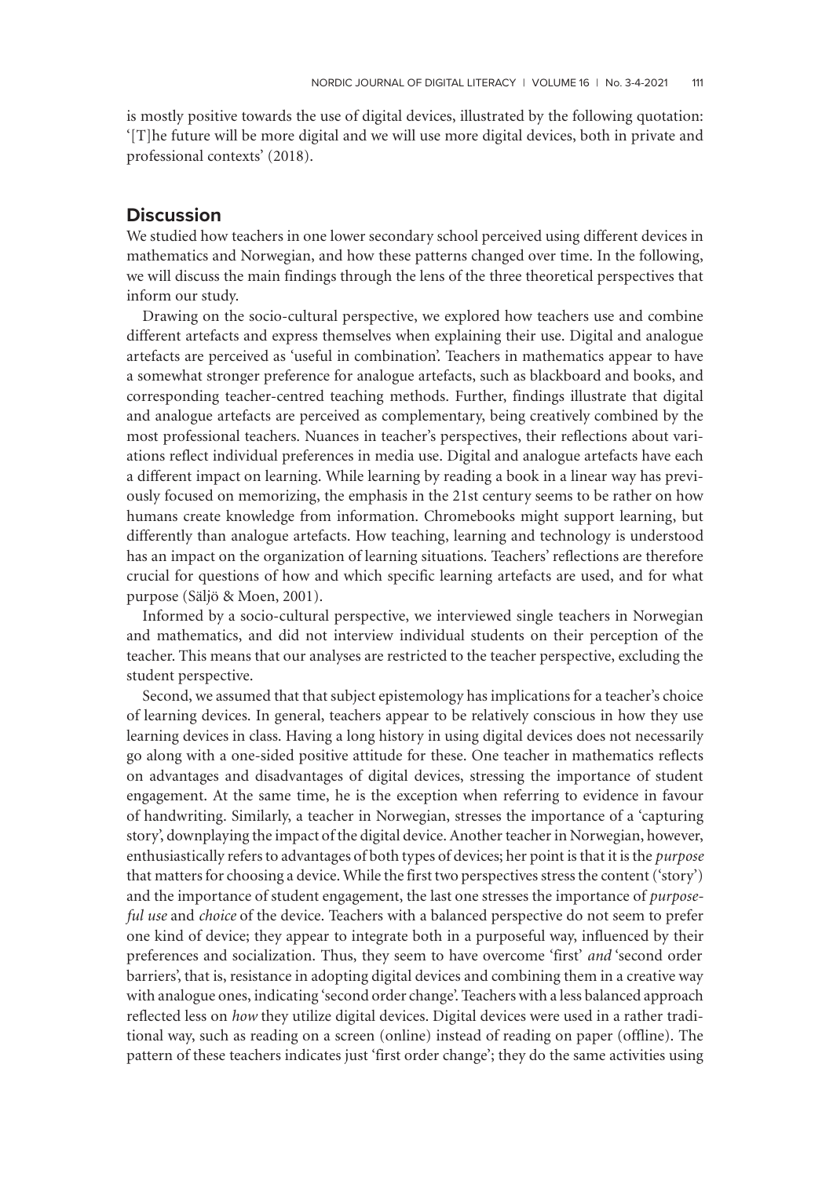is mostly positive towards the use of digital devices, illustrated by the following quotation: '[T]he future will be more digital and we will use more digital devices, both in private and professional contexts' (2018).

## Discussion

We studied how teachers in one lower secondary school perceived using different devices in mathematics and Norwegian, and how these patterns changed over time. In the following, we will discuss the main findings through the lens of the three theoretical perspectives that inform our study.

Drawing on the socio-cultural perspective, we explored how teachers use and combine different artefacts and express themselves when explaining their use. Digital and analogue artefacts are perceived as 'useful in combination'. Teachers in mathematics appear to have a somewhat stronger preference for analogue artefacts, such as blackboard and books, and corresponding teacher-centred teaching methods. Further, findings illustrate that digital and analogue artefacts are perceived as complementary, being creatively combined by the most professional teachers. Nuances in teacher's perspectives, their reflections about variations reflect individual preferences in media use. Digital and analogue artefacts have each a different impact on learning. While learning by reading a book in a linear way has previously focused on memorizing, the emphasis in the 21st century seems to be rather on how humans create knowledge from information. Chromebooks might support learning, but differently than analogue artefacts. How teaching, learning and technology is understood has an impact on the organization of learning situations. Teachers' reflections are therefore crucial for questions of how and which specific learning artefacts are used, and for what purpose (Säljö & Moen, 2001).

Informed by a socio-cultural perspective, we interviewed single teachers in Norwegian and mathematics, and did not interview individual students on their perception of the teacher. This means that our analyses are restricted to the teacher perspective, excluding the student perspective.

Second, we assumed that that subject epistemology has implications for a teacher's choice of learning devices. In general, teachers appear to be relatively conscious in how they use learning devices in class. Having a long history in using digital devices does not necessarily go along with a one-sided positive attitude for these. One teacher in mathematics reflects on advantages and disadvantages of digital devices, stressing the importance of student engagement. At the same time, he is the exception when referring to evidence in favour of handwriting. Similarly, a teacher in Norwegian, stresses the importance of a 'capturing story', downplaying the impact of the digital device. Another teacher in Norwegian, however, enthusiastically refers to advantages of both types of devices; her point is that it is the *purpose* that matters for choosing a device. While the first two perspectives stress the content ('story') and the importance of student engagement, the last one stresses the importance of *purposeful use* and *choice* of the device. Teachers with a balanced perspective do not seem to prefer one kind of device; they appear to integrate both in a purposeful way, influenced by their preferences and socialization. Thus, they seem to have overcome 'first' *and* 'second order barriers', that is, resistance in adopting digital devices and combining them in a creative way with analogue ones, indicating 'second order change'. Teachers with a less balanced approach reflected less on *how* they utilize digital devices. Digital devices were used in a rather traditional way, such as reading on a screen (online) instead of reading on paper (offline). The pattern of these teachers indicates just 'first order change'; they do the same activities using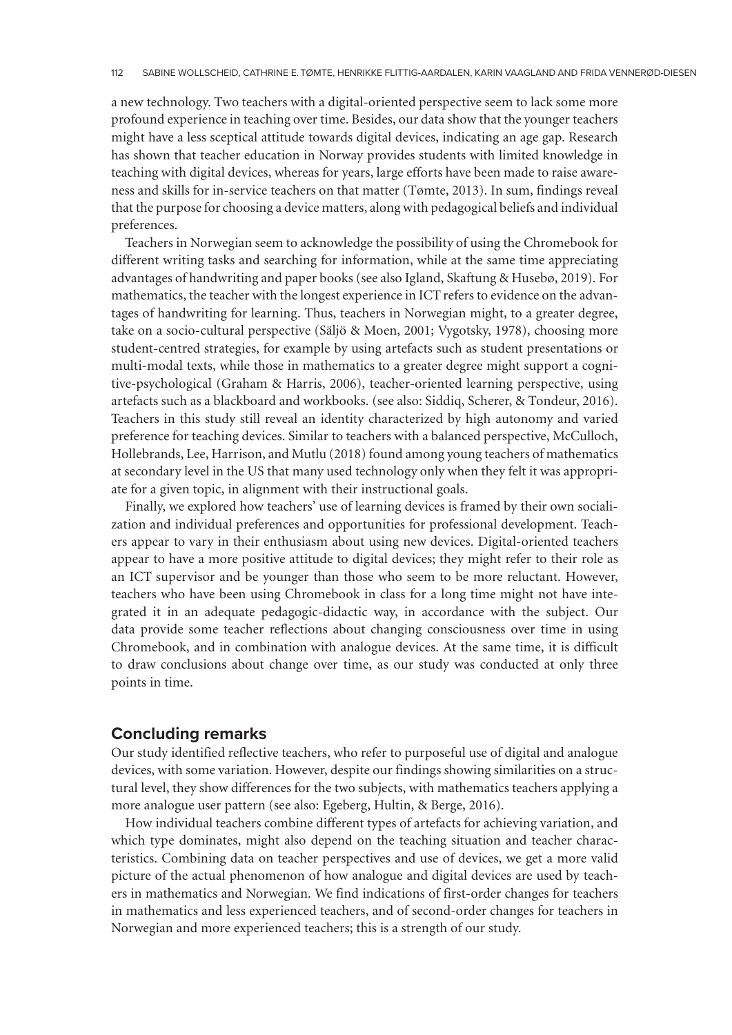a new technology. Two teachers with a digital-oriented perspective seem to lack some more profound experience in teaching over time. Besides, our data show that the younger teachers might have a less sceptical attitude towards digital devices, indicating an age gap. Research has shown that teacher education in Norway provides students with limited knowledge in teaching with digital devices, whereas for years, large efforts have been made to raise awareness and skills for in-service teachers on that matter (Tømte, 2013). In sum, findings reveal that the purpose for choosing a device matters, along with pedagogical beliefs and individual preferences.

Teachers in Norwegian seem to acknowledge the possibility of using the Chromebook for different writing tasks and searching for information, while at the same time appreciating advantages of handwriting and paper books (see also Igland, Skaftung & Husebø, 2019). For mathematics, the teacher with the longest experience in ICT refers to evidence on the advantages of handwriting for learning. Thus, teachers in Norwegian might, to a greater degree, take on a socio-cultural perspective (Säljö & Moen, 2001; Vygotsky, 1978), choosing more student-centred strategies, for example by using artefacts such as student presentations or multi-modal texts, while those in mathematics to a greater degree might support a cognitive-psychological (Graham & Harris, 2006), teacher-oriented learning perspective, using artefacts such as a blackboard and workbooks. (see also: Siddiq, Scherer, & Tondeur, 2016). Teachers in this study still reveal an identity characterized by high autonomy and varied preference for teaching devices. Similar to teachers with a balanced perspective, McCulloch, Hollebrands, Lee, Harrison, and Mutlu (2018) found among young teachers of mathematics at secondary level in the US that many used technology only when they felt it was appropriate for a given topic, in alignment with their instructional goals.

Finally, we explored how teachers' use of learning devices is framed by their own socialization and individual preferences and opportunities for professional development. Teachers appear to vary in their enthusiasm about using new devices. Digital-oriented teachers appear to have a more positive attitude to digital devices; they might refer to their role as an ICT supervisor and be younger than those who seem to be more reluctant. However, teachers who have been using Chromebook in class for a long time might not have integrated it in an adequate pedagogic-didactic way, in accordance with the subject. Our data provide some teacher reflections about changing consciousness over time in using Chromebook, and in combination with analogue devices. At the same time, it is difficult to draw conclusions about change over time, as our study was conducted at only three points in time.

## Concluding remarks

Our study identified reflective teachers, who refer to purposeful use of digital and analogue devices, with some variation. However, despite our findings showing similarities on a structural level, they show differences for the two subjects, with mathematics teachers applying a more analogue user pattern (see also: Egeberg, Hultin, & Berge, 2016).

How individual teachers combine different types of artefacts for achieving variation, and which type dominates, might also depend on the teaching situation and teacher characteristics. Combining data on teacher perspectives and use of devices, we get a more valid picture of the actual phenomenon of how analogue and digital devices are used by teachers in mathematics and Norwegian. We find indications of first-order changes for teachers in mathematics and less experienced teachers, and of second-order changes for teachers in Norwegian and more experienced teachers; this is a strength of our study.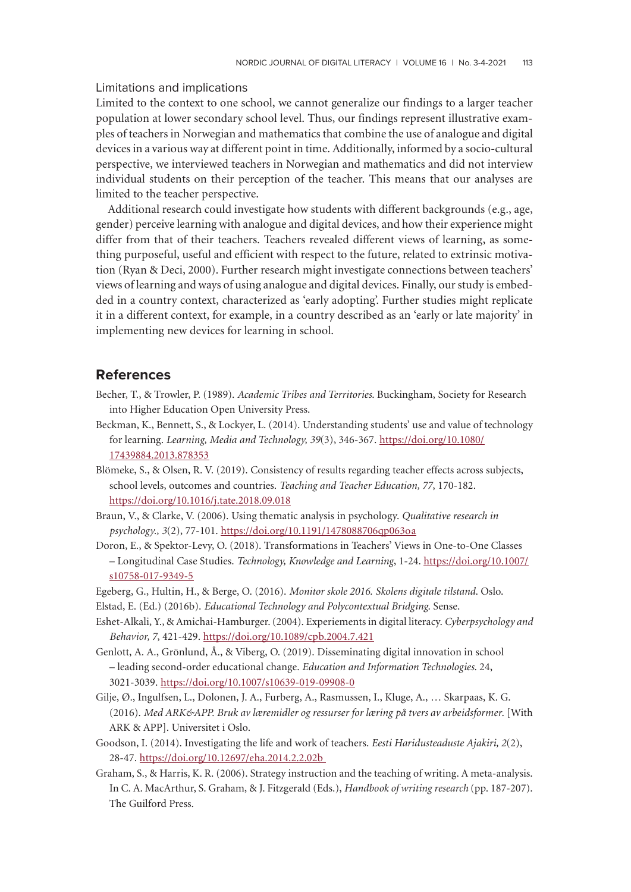### Limitations and implications

Limited to the context to one school, we cannot generalize our findings to a larger teacher population at lower secondary school level. Thus, our findings represent illustrative examples of teachers in Norwegian and mathematics that combine the use of analogue and digital devices in a various way at different point in time. Additionally, informed by a socio-cultural perspective, we interviewed teachers in Norwegian and mathematics and did not interview individual students on their perception of the teacher. This means that our analyses are limited to the teacher perspective.

Additional research could investigate how students with different backgrounds (e.g., age, gender) perceive learning with analogue and digital devices, and how their experience might differ from that of their teachers. Teachers revealed different views of learning, as something purposeful, useful and efficient with respect to the future, related to extrinsic motivation (Ryan & Deci, 2000). Further research might investigate connections between teachers' views of learning and ways of using analogue and digital devices. Finally, our study is embedded in a country context, characterized as 'early adopting'. Further studies might replicate it in a different context, for example, in a country described as an 'early or late majority' in implementing new devices for learning in school.

## References

Becher, T., & Trowler, P. (1989). *Academic Tribes and Territories*. Buckingham, Society for Research into Higher Education Open University Press.

Beckman, K., Bennett, S., & Lockyer, L. (2014). Understanding students' use and value of technology for learning. *Learning, Media and Technology, 39*(3), 346-367. https://doi.org/10.1080/17439884.2013.878353

Blömeke, S., & Olsen, R. V. (2019). Consistency of results regarding teacher effects across subjects, school levels, outcomes and countries. *Teaching and Teacher Education, 77*, 170-182. https://doi.org/10.1016/j.tate.2018.09.018

Braun, V., & Clarke, V. (2006). Using thematic analysis in psychology. *Qualitative research in psychology., 3*(2), 77-101. https://doi.org/10.1191/1478088706qp063oa

Doron, E., & Spektor-Levy, O. (2018). Transformations in Teachers' Views in One-to-One Classes – Longitudinal Case Studies. *Technology, Knowledge and Learning*, 1-24. https://doi.org/10.1007/s10758-017-9349-5

Egeberg, G., Hultin, H., & Berge, O. (2016). *Monitor skole 2016. Skolens digitale tilstand*. Oslo.

Elstad, E. (Ed.) (2016b). *Educational Technology and Polycontextual Bridging*. Sense.

Eshet-Alkali, Y., & Amichai-Hamburger. (2004). Experiements in digital literacy. *Cyberpsychology and Behavior, 7*, 421-429. https://doi.org/10.1089/cpb.2004.7.421

Genlott, A. A., Grönlund, Å., & Viberg, O. (2019). Disseminating digital innovation in school – leading second-order educational change. *Education and Information Technologies*. 24, 3021-3039. https://doi.org/10.1007/s10639-019-09908-0

Gilje, Ø., Ingulfsen, L., Dolonen, J. A., Furberg, A., Rasmussen, I., Kluge, A., … Skarpaas, K. G. (2016). *Med ARK&APP. Bruk av læremidler og ressurser for læring på tvers av arbeidsformer*. [With ARK & APP]. Universitet i Oslo.

Goodson, I. (2014). Investigating the life and work of teachers. *Eesti Haridusteaduste Ajakiri, 2*(2), 28-47. https://doi.org/10.12697/eha.2014.2.2.02b

Graham, S., & Harris, K. R. (2006). Strategy instruction and the teaching of writing. A meta-analysis. In C. A. MacArthur, S. Graham, & J. Fitzgerald (Eds.), *Handbook of writing research* (pp. 187-207). The Guilford Press.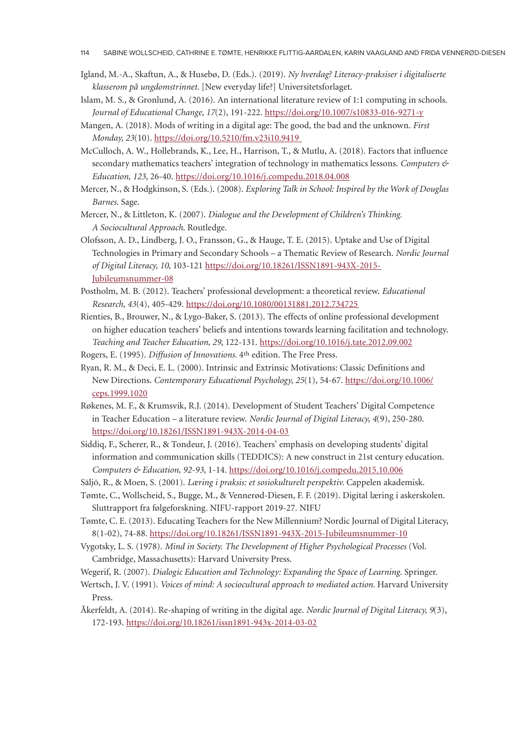Igland, M.-A., Skaftun, A., & Husebø, D. (Eds.). (2019). *Ny hverdag? Literacy-praksiser i digitaliserte klasserom på ungdomstrinnet.* [New everyday life?] Universitetsforlaget.

Islam, M. S., & Gronlund, A. (2016). An international literature review of 1:1 computing in schools. *Journal of Educational Change, 17*(2), 191-222. https://doi.org/10.1007/s10833-016-9271-y

Mangen, A. (2018). Mods of writing in a digital age: The good, the bad and the unknown. *First Monday, 23*(10). https://doi.org/10.5210/fm.v23i10.9419

McCulloch, A. W., Hollebrands, K., Lee, H., Harrison, T., & Mutlu, A. (2018). Factors that influence secondary mathematics teachers' integration of technology in mathematics lessons. *Computers & Education, 123*, 26-40. https://doi.org/10.1016/j.compedu.2018.04.008

Mercer, N., & Hodgkinson, S. (Eds.). (2008). *Exploring Talk in School: Inspired by the Work of Douglas Barnes.* Sage.

Mercer, N., & Littleton, K. (2007). *Dialogue and the Development of Children's Thinking. A Sociocultural Approach.* Routledge.

Olofsson, A. D., Lindberg, J. O., Fransson, G., & Hauge, T. E. (2015). Uptake and Use of Digital Technologies in Primary and Secondary Schools – a Thematic Review of Research. *Nordic Journal of Digital Literacy, 10*, 103-121 https://doi.org/10.18261/ISSN1891-943X-2015-Jubileumsnummer-08

Postholm, M. B. (2012). Teachers' professional development: a theoretical review. *Educational Research, 43*(4), 405-429. https://doi.org/10.1080/00131881.2012.734725

Rienties, B., Brouwer, N., & Lygo-Baker, S. (2013). The effects of online professional development on higher education teachers' beliefs and intentions towards learning facilitation and technology. *Teaching and Teacher Education, 29*, 122-131. https://doi.org/10.1016/j.tate.2012.09.002

Rogers, E. (1995). *Diffusion of Innovations.* 4th edition. The Free Press.

Ryan, R. M., & Deci, E. L. (2000). Intrinsic and Extrinsic Motivations: Classic Definitions and New Directions. *Contemporary Educational Psychology, 25*(1), 54-67. https://doi.org/10.1006/ceps.1999.1020

Røkenes, M. F., & Krumsvik, R.J. (2014). Development of Student Teachers' Digital Competence in Teacher Education – a literature review. *Nordic Journal of Digital Literacy, 4*(9), 250-280. https://doi.org/10.18261/ISSN1891-943X-2014-04-03

Siddiq, F., Scherer, R., & Tondeur, J. (2016). Teachers' emphasis on developing students' digital information and communication skills (TEDDICS): A new construct in 21st century education. *Computers & Education, 92-93*, 1-14. https://doi.org/10.1016/j.compedu.2015.10.006

Säljö, R., & Moen, S. (2001). *Læring i praksis: et sosiokulturelt perspektiv.* Cappelen akademisk.

Tømte, C., Wollscheid, S., Bugge, M., & Vennerød-Diesen, F. F. (2019). Digital læring i askerskolen. Sluttrapport fra følgeforskning. NIFU-rapport 2019-27. NIFU

Tømte, C. E. (2013). Educating Teachers for the New Millennium? Nordic Journal of Digital Literacy, 8(1-02), 74-88. https://doi.org/10.18261/ISSN1891-943X-2015-Jubileumsnummer-10

Vygotsky, L. S. (1978). *Mind in Society. The Development of Higher Psychological Processes* (Vol. Cambridge, Massachusetts): Harvard University Press.

Wegerif, R. (2007). *Dialogic Education and Technology: Expanding the Space of Learning.* Springer.

Wertsch, J. V. (1991). *Voices of mind: A sociocultural approach to mediated action.* Harvard University Press.

Åkerfeldt, A. (2014). Re-shaping of writing in the digital age. *Nordic Journal of Digital Literacy, 9*(3), 172-193. https://doi.org/10.18261/issn1891-943x-2014-03-02